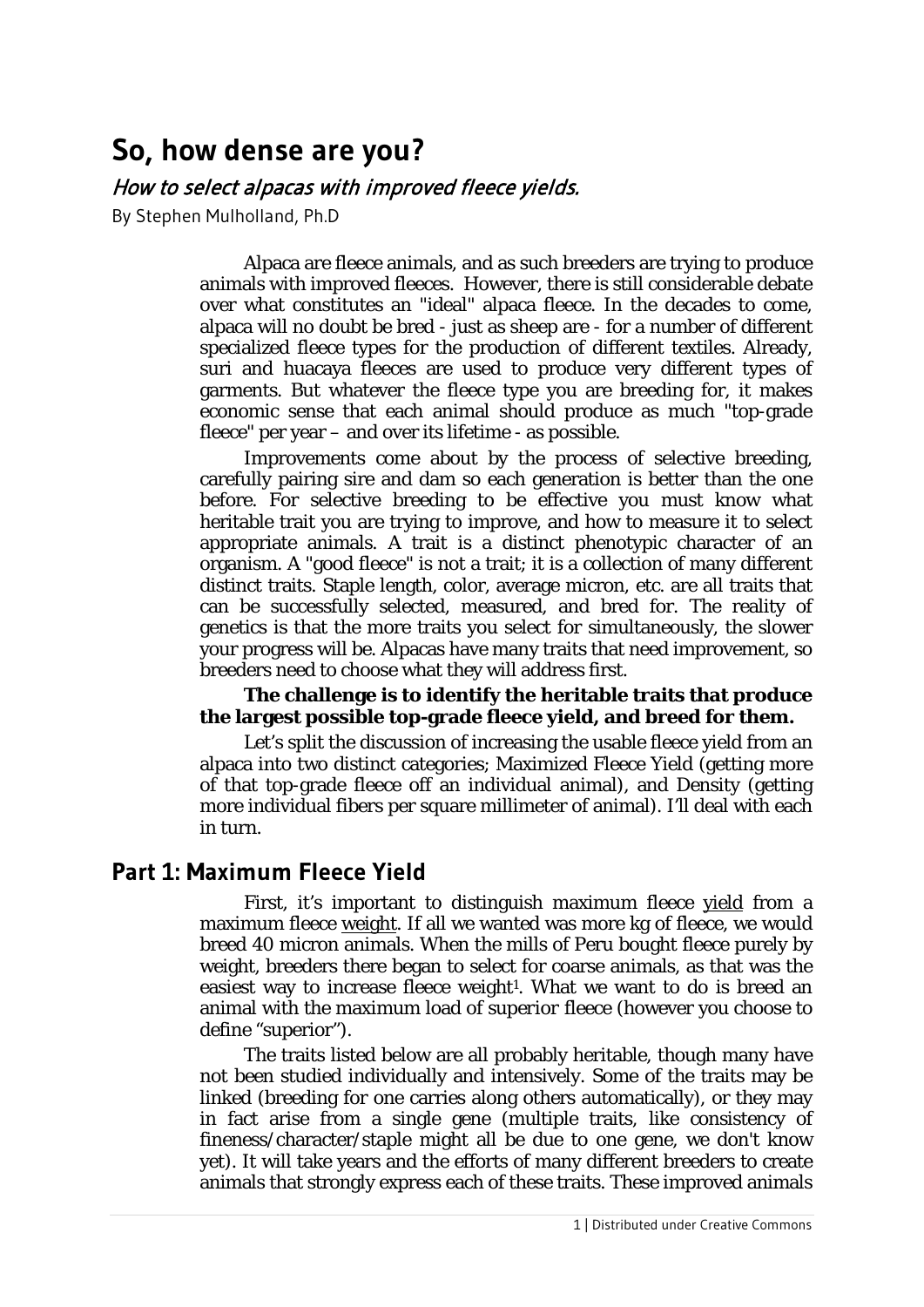# So, how dense are you?

*How to select alpacas with improved fleece yields.*

By Stephen Mulholland, Ph.D

Alpaca are fleece animals, and as such breeders are trying to produce animals with improved fleeces. However, there is still considerable debate over what constitutes an "ideal" alpaca fleece. In the decades to come, alpaca will no doubt be bred - just as sheep are - for a number of different specialized fleece types for the production of different textiles. Already, suri and huacaya fleeces are used to produce very different types of garments. But whatever the fleece type you are breeding for, it makes economic sense that each animal should produce as much "top-grade fleece" per year – and over its lifetime - as possible.

Improvements come about by the process of selective breeding, carefully pairing sire and dam so each generation is better than the one before. For selective breeding to be effective you must know what heritable trait you are trying to improve, and how to measure it to select appropriate animals. A trait is a distinct phenotypic character of an organism. A "good fleece" is not a trait; it is a collection of many different distinct traits. Staple length, color, average micron, etc. are all traits that can be successfully selected, measured, and bred for. The reality of genetics is that the more traits you select for simultaneously, the slower your progress will be. Alpacas have many traits that need improvement, so breeders need to choose what they will address first.

**The challenge is to identify the heritable traits that produce the largest possible top-grade fleece yield, and breed for them.**

Let's split the discussion of increasing the usable fleece yield from an alpaca into two distinct categories; Maximized Fleece Yield (getting more of that top-grade fleece off an individual animal), and Density (getting more individual fibers per square millimeter of animal). I'll deal with each in turn.

## Part 1: Maximum Fleece Yield

First, it's important to distinguish maximum fleece yield from a maximum fleece weight. If all we wanted was more kg of fleece, we would breed 40 micron animals. When the mills of Peru bought fleece purely by weight, breeders there began to select for coarse animals, as that was the easiest way to increase fleece weight[1]. What we want to do is breed an animal with the maximum load of superior fleece (however you choose to define "superior").

The traits listed below are all probably heritable, though many have not been studied individually and intensively. Some of the traits may be linked (breeding for one carries along others automatically), or they may in fact arise from a single gene (multiple traits, like consistency of fineness/character/staple might all be due to one gene, we don't know yet). It will take years and the efforts of many different breeders to create animals that strongly express each of these traits. These improved animals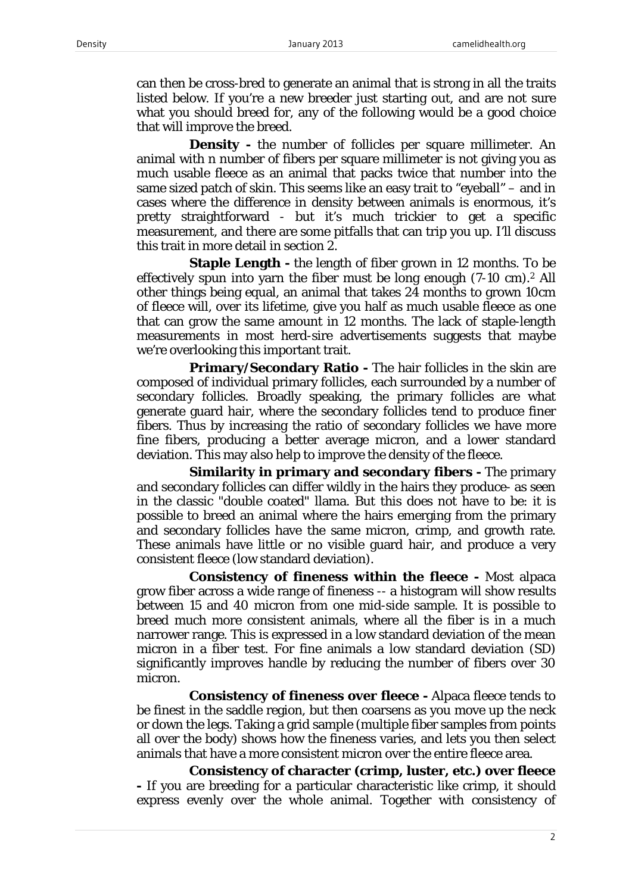can then be cross-bred to generate an animal that is strong in all the traits listed below. If you're a new breeder just starting out, and are not sure what you should breed for, any of the following would be a good choice that will improve the breed.

**Density -** the number of follicles per square millimeter. An animal with n number of fibers per square millimeter is not giving you as much usable fleece as an animal that packs twice that number into the same sized patch of skin. This seems like an easy trait to "eyeball" – and in cases where the difference in density between animals is enormous, it's pretty straightforward - but it's much trickier to get a specific measurement, and there are some pitfalls that can trip you up. I'll discuss this trait in more detail in section 2.

**Staple Length -** the length of fiber grown in 12 months. To be effectively spun into yarn the fiber must be long enough (7-10 cm).[2] All other things being equal, an animal that takes 24 months to grown 10cm of fleece will, over its lifetime, give you half as much usable fleece as one that can grow the same amount in 12 months. The lack of staple-length measurements in most herd-sire advertisements suggests that maybe we're overlooking this important trait.

**Primary/Secondary Ratio -** The hair follicles in the skin are composed of individual primary follicles, each surrounded by a number of secondary follicles. Broadly speaking, the primary follicles are what generate guard hair, where the secondary follicles tend to produce finer fibers. Thus by increasing the ratio of secondary follicles we have more fine fibers, producing a better average micron, and a lower standard deviation. This may also help to improve the density of the fleece.

**Similarity in primary and secondary fibers -** The primary and secondary follicles can differ wildly in the hairs they produce- as seen in the classic "double coated" llama. But this does not have to be: it is possible to breed an animal where the hairs emerging from the primary and secondary follicles have the same micron, crimp, and growth rate. These animals have little or no visible guard hair, and produce a very consistent fleece (low standard deviation).

**Consistency of fineness within the fleece -** Most alpaca grow fiber across a wide range of fineness -- a histogram will show results between 15 and 40 micron from one mid-side sample. It is possible to breed much more consistent animals, where all the fiber is in a much narrower range. This is expressed in a low standard deviation of the mean micron in a fiber test. For fine animals a low standard deviation (SD) significantly improves handle by reducing the number of fibers over 30 micron.

**Consistency of fineness over fleece -** Alpaca fleece tends to be finest in the saddle region, but then coarsens as you move up the neck or down the legs. Taking a grid sample (multiple fiber samples from points all over the body) shows how the fineness varies, and lets you then select animals that have a more consistent micron over the entire fleece area.

**Consistency of character (crimp, luster, etc.) over fleece -** If you are breeding for a particular characteristic like crimp, it should express evenly over the whole animal. Together with consistency of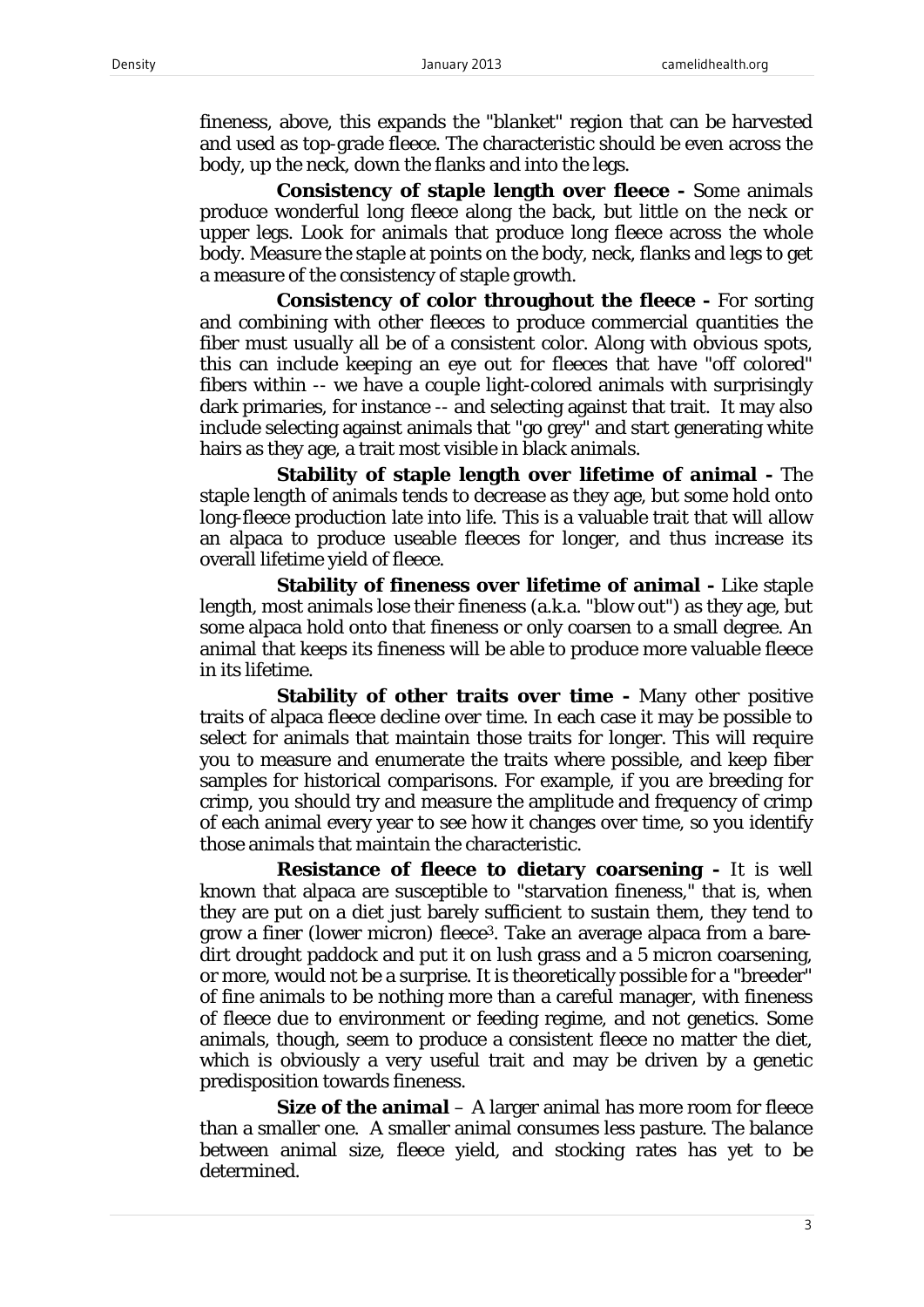fineness, above, this expands the "blanket" region that can be harvested and used as top-grade fleece. The characteristic should be even across the body, up the neck, down the flanks and into the legs.

**Consistency of staple length over fleece -** Some animals produce wonderful long fleece along the back, but little on the neck or upper legs. Look for animals that produce long fleece across the whole body. Measure the staple at points on the body, neck, flanks and legs to get a measure of the consistency of staple growth.

**Consistency of color throughout the fleece -** For sorting and combining with other fleeces to produce commercial quantities the fiber must usually all be of a consistent color. Along with obvious spots, this can include keeping an eye out for fleeces that have "off colored" fibers within -- we have a couple light-colored animals with surprisingly dark primaries, for instance -- and selecting against that trait. It may also include selecting against animals that "go grey" and start generating white hairs as they age, a trait most visible in black animals.

**Stability of staple length over lifetime of animal -** The staple length of animals tends to decrease as they age, but some hold onto long-fleece production late into life. This is a valuable trait that will allow an alpaca to produce useable fleeces for longer, and thus increase its overall lifetime yield of fleece.

**Stability of fineness over lifetime of animal -** Like staple length, most animals lose their fineness (a.k.a. "blow out") as they age, but some alpaca hold onto that fineness or only coarsen to a small degree. An animal that keeps its fineness will be able to produce more valuable fleece in its lifetime.

**Stability of other traits over time -** Many other positive traits of alpaca fleece decline over time. In each case it may be possible to select for animals that maintain those traits for longer. This will require you to measure and enumerate the traits where possible, and keep fiber samples for historical comparisons. For example, if you are breeding for crimp, you should try and measure the amplitude and frequency of crimp of each animal every year to see how it changes over time, so you identify those animals that maintain the characteristic.

**Resistance of fleece to dietary coarsening -** It is well known that alpaca are susceptible to "starvation fineness," that is, when they are put on a diet just barely sufficient to sustain them, they tend to grow a finer (lower micron) fleece[3]. Take an average alpaca from a bare-dirt drought paddock and put it on lush grass and a 5 micron coarsening, or more, would not be a surprise. It is theoretically possible for a "breeder" of fine animals to be nothing more than a careful manager, with fineness of fleece due to environment or feeding regime, and not genetics. Some animals, though, seem to produce a consistent fleece no matter the diet, which is obviously a very useful trait and may be driven by a genetic predisposition towards fineness.

**Size of the animal** – A larger animal has more room for fleece than a smaller one. A smaller animal consumes less pasture. The balance between animal size, fleece yield, and stocking rates has yet to be determined.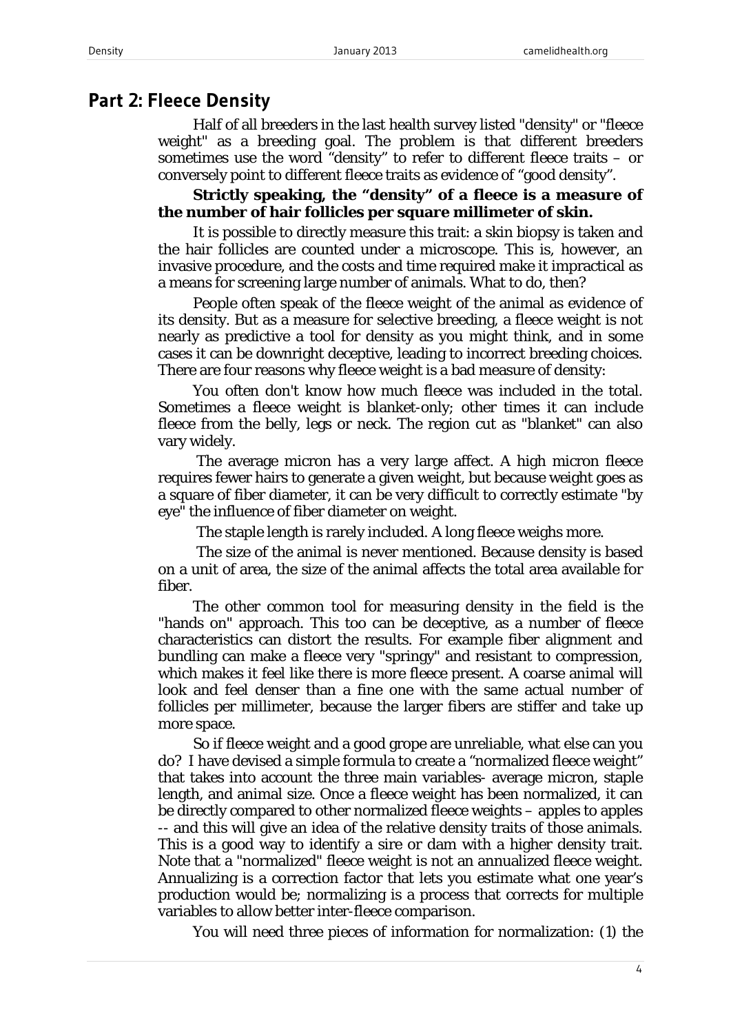## Part 2: Fleece Density

Half of all breeders in the last health survey listed "density" or "fleece weight" as a breeding goal. The problem is that different breeders sometimes use the word "density" to refer to different fleece traits – or conversely point to different fleece traits as evidence of "good density".

**Strictly speaking, the "density" of a fleece is a measure of the number of hair follicles per square millimeter of skin.**

It is possible to directly measure this trait: a skin biopsy is taken and the hair follicles are counted under a microscope. This is, however, an invasive procedure, and the costs and time required make it impractical as a means for screening large number of animals. What to do, then?

People often speak of the fleece weight of the animal as evidence of its density. But as a measure for selective breeding, a fleece weight is not nearly as predictive a tool for density as you might think, and in some cases it can be downright deceptive, leading to incorrect breeding choices. There are four reasons why fleece weight is a bad measure of density:

You often don't know how much fleece was included in the total. Sometimes a fleece weight is blanket-only; other times it can include fleece from the belly, legs or neck. The region cut as "blanket" can also vary widely.

The average micron has a very large affect. A high micron fleece requires fewer hairs to generate a given weight, but because weight goes as a square of fiber diameter, it can be very difficult to correctly estimate "by eye" the influence of fiber diameter on weight.

The staple length is rarely included. A long fleece weighs more.

The size of the animal is never mentioned. Because density is based on a unit of area, the size of the animal affects the total area available for fiber.

The other common tool for measuring density in the field is the "hands on" approach. This too can be deceptive, as a number of fleece characteristics can distort the results. For example fiber alignment and bundling can make a fleece very "springy" and resistant to compression, which makes it feel like there is more fleece present. A coarse animal will look and feel denser than a fine one with the same actual number of follicles per millimeter, because the larger fibers are stiffer and take up more space.

So if fleece weight and a good grope are unreliable, what else can you do? I have devised a simple formula to create a "normalized fleece weight" that takes into account the three main variables- average micron, staple length, and animal size. Once a fleece weight has been normalized, it can be directly compared to other normalized fleece weights – apples to apples -- and this will give an idea of the relative density traits of those animals. This is a good way to identify a sire or dam with a higher density trait. Note that a "normalized" fleece weight is not an annualized fleece weight. Annualizing is a correction factor that lets you estimate what one year's production would be; normalizing is a process that corrects for multiple variables to allow better inter-fleece comparison.

You will need three pieces of information for normalization: (1) the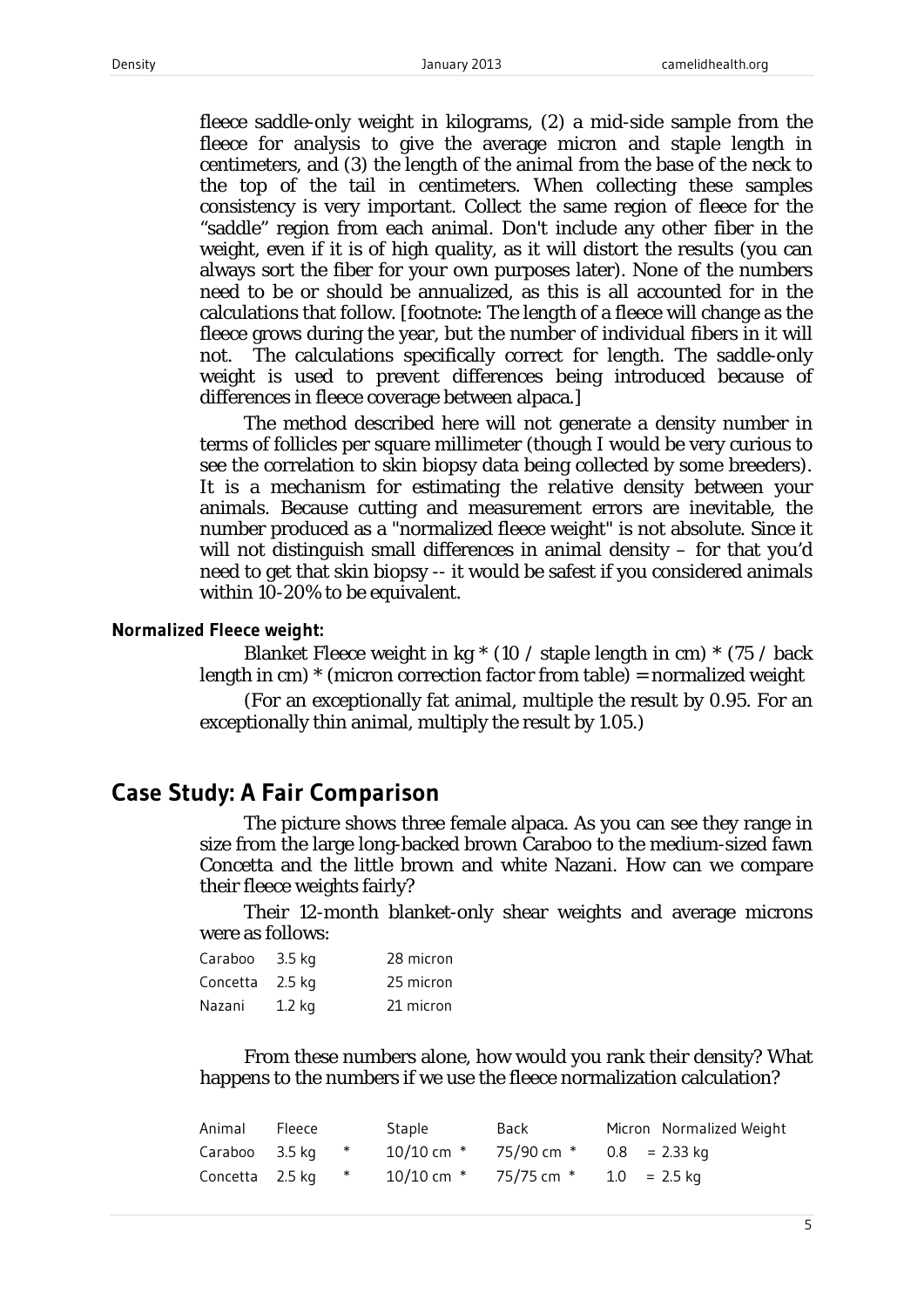fleece saddle-only weight in kilograms, (2) a mid-side sample from the fleece for analysis to give the average micron and staple length in centimeters, and (3) the length of the animal from the base of the neck to the top of the tail in centimeters. When collecting these samples consistency is very important. Collect the same region of fleece for the "saddle" region from each animal. Don't include any other fiber in the weight, even if it is of high quality, as it will distort the results (you can always sort the fiber for your own purposes later). None of the numbers need to be or should be annualized, as this is all accounted for in the calculations that follow. [footnote: The length of a fleece will change as the fleece grows during the year, but the number of individual fibers in it will not. The calculations specifically correct for length. The saddle-only weight is used to prevent differences being introduced because of differences in fleece coverage between alpaca.]

The method described here will not generate a density number in terms of follicles per square millimeter (though I would be very curious to see the correlation to skin biopsy data being collected by some breeders). It is a mechanism for estimating the *relative* density between your animals. Because cutting and measurement errors are inevitable, the number produced as a "normalized fleece weight" is not absolute. Since it will not distinguish small differences in animal density – for that you'd need to get that skin biopsy -- it would be safest if you considered animals within 10-20% to be equivalent.

**Normalized Fleece weight:**

Blanket Fleece weight in kg * (10 / staple length in cm) * (75 / back length in cm) * (micron correction factor from table) = normalized weight

(For an exceptionally fat animal, multiple the result by 0.95. For an exceptionally thin animal, multiply the result by 1.05.)

## Case Study: A Fair Comparison

The picture shows three female alpaca. As you can see they range in size from the large long-backed brown Caraboo to the medium-sized fawn Concetta and the little brown and white Nazani. How can we compare their fleece weights fairly?

Their 12-month blanket-only shear weights and average microns were as follows:

| | | |
|---|---|---|
| Caraboo | 3.5 kg | 28 micron |
| Concetta | 2.5 kg | 25 micron |
| Nazani | 1.2 kg | 21 micron |

From these numbers alone, how would you rank their density? What happens to the numbers if we use the fleece normalization calculation?

| Animal | Fleece | | Staple | Back | Micron | Normalized Weight |
|---|---|---|---|---|---|---|
| Caraboo | 3.5 kg | * | 10/10 cm * | 75/90 cm * | 0.8 | = 2.33 kg |
| Concetta | 2.5 kg | * | 10/10 cm * | 75/75 cm * | 1.0 | = 2.5 kg |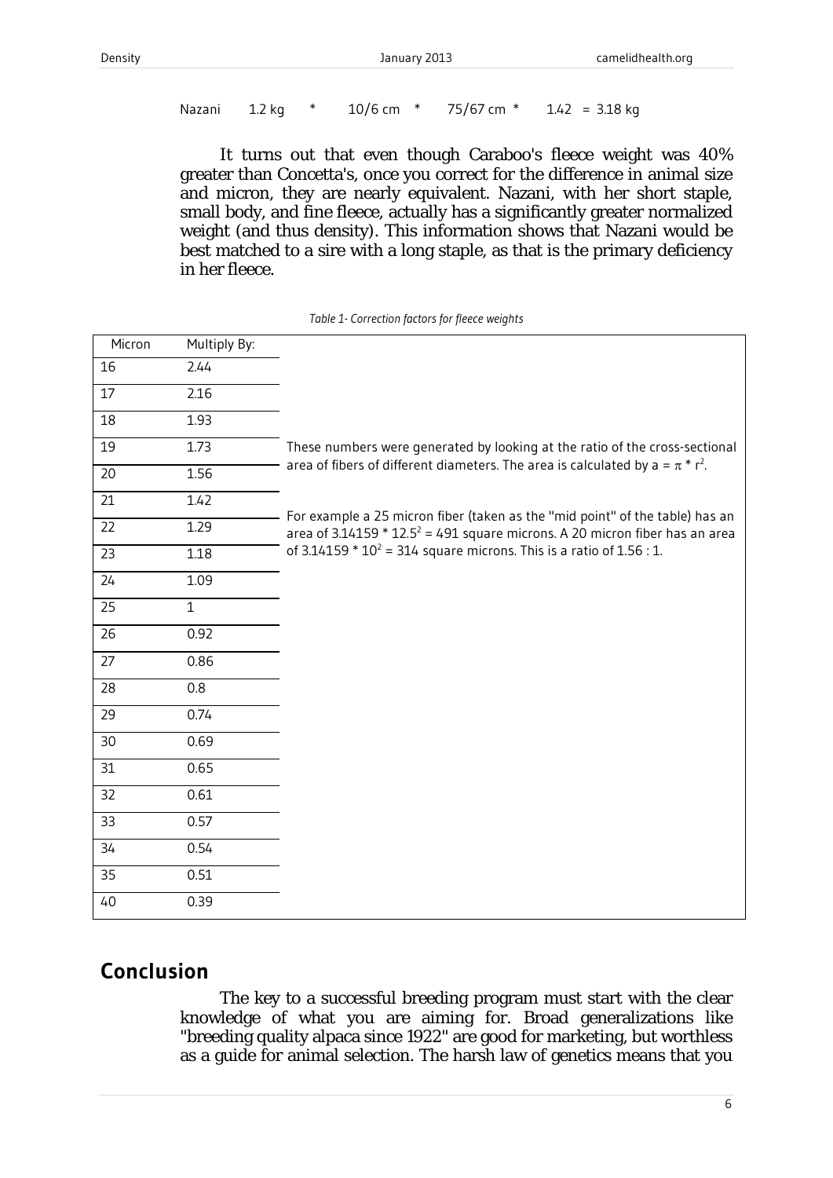Nazani 1.2 kg * 10/6 cm * 75/67 cm * 1.42 = 3.18 kg

It turns out that even though Caraboo's fleece weight was 40% greater than Concetta's, once you correct for the difference in animal size and micron, they are nearly equivalent. Nazani, with her short staple, small body, and fine fleece, actually has a significantly greater normalized weight (and thus density). This information shows that Nazani would be best matched to a sire with a long staple, as that is the primary deficiency in her fleece.

*Table 1- Correction factors for fleece weights*

| Micron | Multiply By: |
|---|---|
| 16 | 2.44 |
| 17 | 2.16 |
| 18 | 1.93 |
| 19 | 1.73 |
| 20 | 1.56 |
| 21 | 1.42 |
| 22 | 1.29 |
| 23 | 1.18 |
| 24 | 1.09 |
| 25 | 1 |
| 26 | 0.92 |
| 27 | 0.86 |
| 28 | 0.8 |
| 29 | 0.74 |
| 30 | 0.69 |
| 31 | 0.65 |
| 32 | 0.61 |
| 33 | 0.57 |
| 34 | 0.54 |
| 35 | 0.51 |
| 40 | 0.39 |

These numbers were generated by looking at the ratio of the cross-sectional area of fibers of different diameters. The area is calculated by $a = \pi * r^2$.

For example a 25 micron fiber (taken as the "mid point" of the table) has an area of $3.14159 * 12.5^2 = 491$ square microns. A 20 micron fiber has an area of $3.14159 * 10^2 = 314$ square microns. This is a ratio of 1.56 : 1.

## Conclusion

The key to a successful breeding program must start with the clear knowledge of what you are aiming for. Broad generalizations like "breeding quality alpaca since 1922" are good for marketing, but worthless as a guide for animal selection. The harsh law of genetics means that you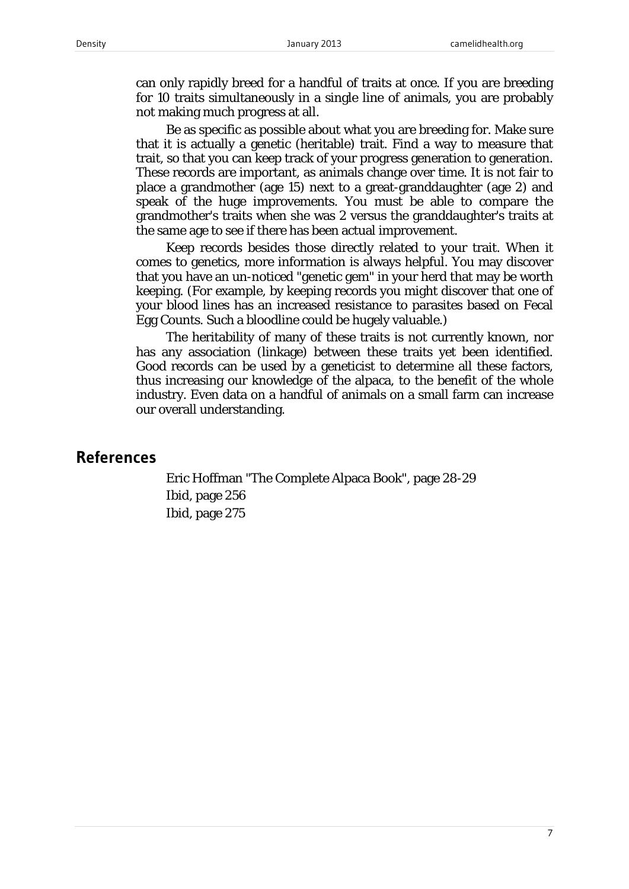can only rapidly breed for a handful of traits at once. If you are breeding for 10 traits simultaneously in a single line of animals, you are probably not making much progress at all.

Be as specific as possible about what you are breeding for. Make sure that it is actually a genetic (heritable) trait. Find a way to measure that trait, so that you can keep track of your progress generation to generation. These records are important, as animals change over time. It is not fair to place a grandmother (age 15) next to a great-granddaughter (age 2) and speak of the huge improvements. You must be able to compare the grandmother's traits when she was 2 versus the granddaughter's traits at the same age to see if there has been actual improvement.

Keep records besides those directly related to your trait. When it comes to genetics, more information is always helpful. You may discover that you have an un-noticed "genetic gem" in your herd that may be worth keeping. (For example, by keeping records you might discover that one of your blood lines has an increased resistance to parasites based on Fecal Egg Counts. Such a bloodline could be hugely valuable.)

The heritability of many of these traits is not currently known, nor has any association (linkage) between these traits yet been identified. Good records can be used by a geneticist to determine all these factors, thus increasing our knowledge of the alpaca, to the benefit of the whole industry. Even data on a handful of animals on a small farm can increase our overall understanding.

## References

Eric Hoffman "The Complete Alpaca Book", page 28-29

Ibid, page 256

Ibid, page 275